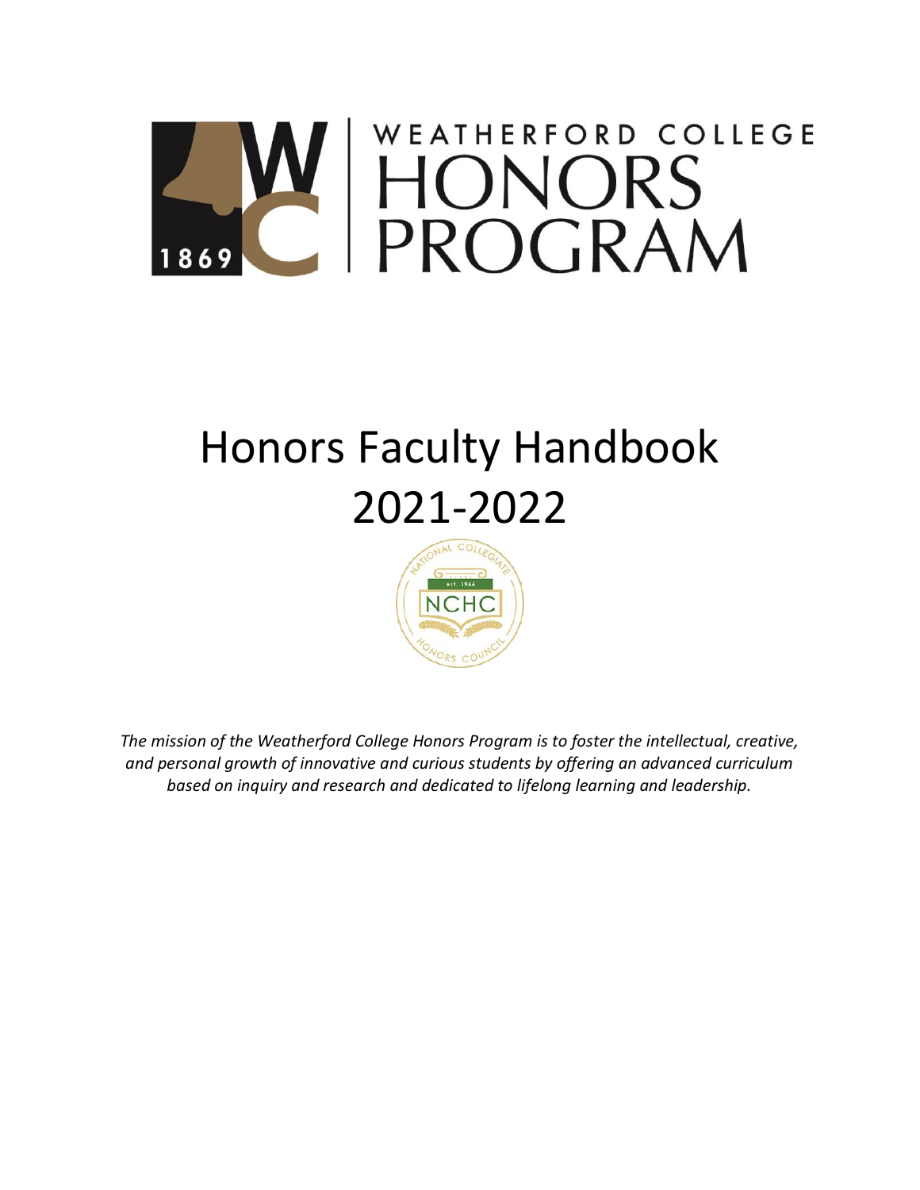WEATHERFORD COLLEGE

# HONORS PROGRAM

# Honors Faculty Handbook 2021-2022

*The mission of the Weatherford College Honors Program is to foster the intellectual, creative, and personal growth of innovative and curious students by offering an advanced curriculum based on inquiry and research and dedicated to lifelong learning and leadership.*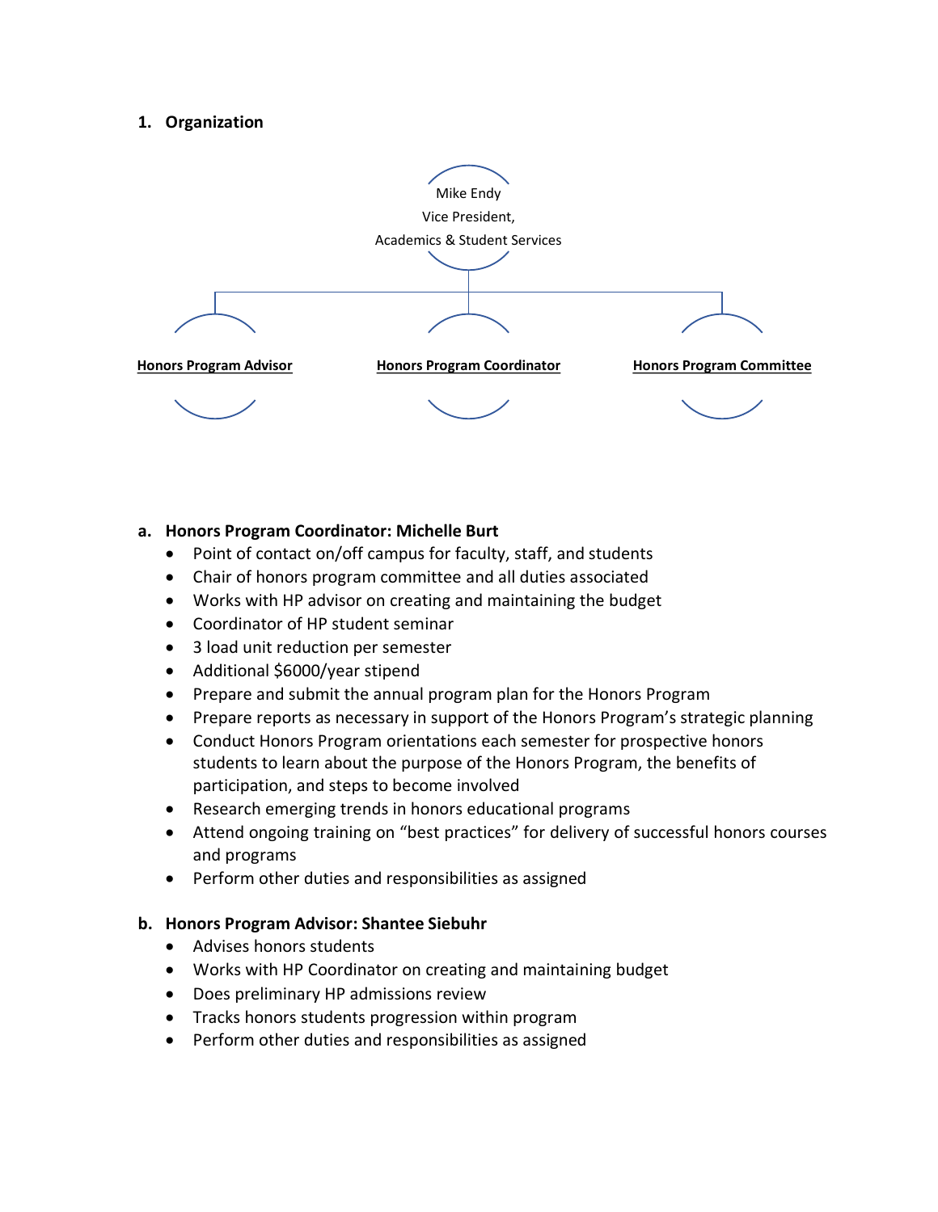## 1. Organization

Mike Endy
Vice President,
Academics & Student Services

- **Honors Program Advisor**
- **Honors Program Coordinator**
- **Honors Program Committee**

### a. Honors Program Coordinator: Michelle Burt

- Point of contact on/off campus for faculty, staff, and students
- Chair of honors program committee and all duties associated
- Works with HP advisor on creating and maintaining the budget
- Coordinator of HP student seminar
- 3 load unit reduction per semester
- Additional $6000/year stipend
- Prepare and submit the annual program plan for the Honors Program
- Prepare reports as necessary in support of the Honors Program's strategic planning
- Conduct Honors Program orientations each semester for prospective honors students to learn about the purpose of the Honors Program, the benefits of participation, and steps to become involved
- Research emerging trends in honors educational programs
- Attend ongoing training on "best practices" for delivery of successful honors courses and programs
- Perform other duties and responsibilities as assigned

### b. Honors Program Advisor: Shantee Siebuhr

- Advises honors students
- Works with HP Coordinator on creating and maintaining budget
- Does preliminary HP admissions review
- Tracks honors students progression within program
- Perform other duties and responsibilities as assigned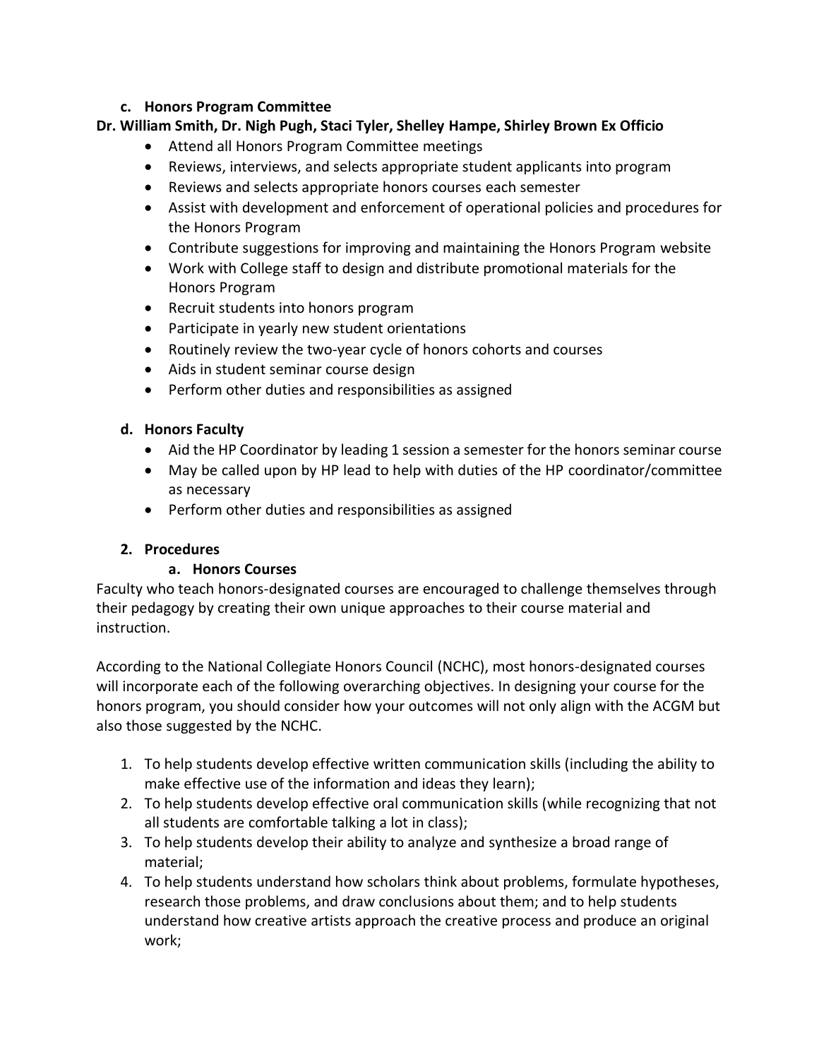### c. Honors Program Committee

**Dr. William Smith, Dr. Nigh Pugh, Staci Tyler, Shelley Hampe, Shirley Brown Ex Officio**

- Attend all Honors Program Committee meetings
- Reviews, interviews, and selects appropriate student applicants into program
- Reviews and selects appropriate honors courses each semester
- Assist with development and enforcement of operational policies and procedures for the Honors Program
- Contribute suggestions for improving and maintaining the Honors Program website
- Work with College staff to design and distribute promotional materials for the Honors Program
- Recruit students into honors program
- Participate in yearly new student orientations
- Routinely review the two-year cycle of honors cohorts and courses
- Aids in student seminar course design
- Perform other duties and responsibilities as assigned

### d. Honors Faculty

- Aid the HP Coordinator by leading 1 session a semester for the honors seminar course
- May be called upon by HP lead to help with duties of the HP coordinator/committee as necessary
- Perform other duties and responsibilities as assigned

## 2. Procedures

### a. Honors Courses

Faculty who teach honors-designated courses are encouraged to challenge themselves through their pedagogy by creating their own unique approaches to their course material and instruction.

According to the National Collegiate Honors Council (NCHC), most honors-designated courses will incorporate each of the following overarching objectives. In designing your course for the honors program, you should consider how your outcomes will not only align with the ACGM but also those suggested by the NCHC.

1. To help students develop effective written communication skills (including the ability to make effective use of the information and ideas they learn);
2. To help students develop effective oral communication skills (while recognizing that not all students are comfortable talking a lot in class);
3. To help students develop their ability to analyze and synthesize a broad range of material;
4. To help students understand how scholars think about problems, formulate hypotheses, research those problems, and draw conclusions about them; and to help students understand how creative artists approach the creative process and produce an original work;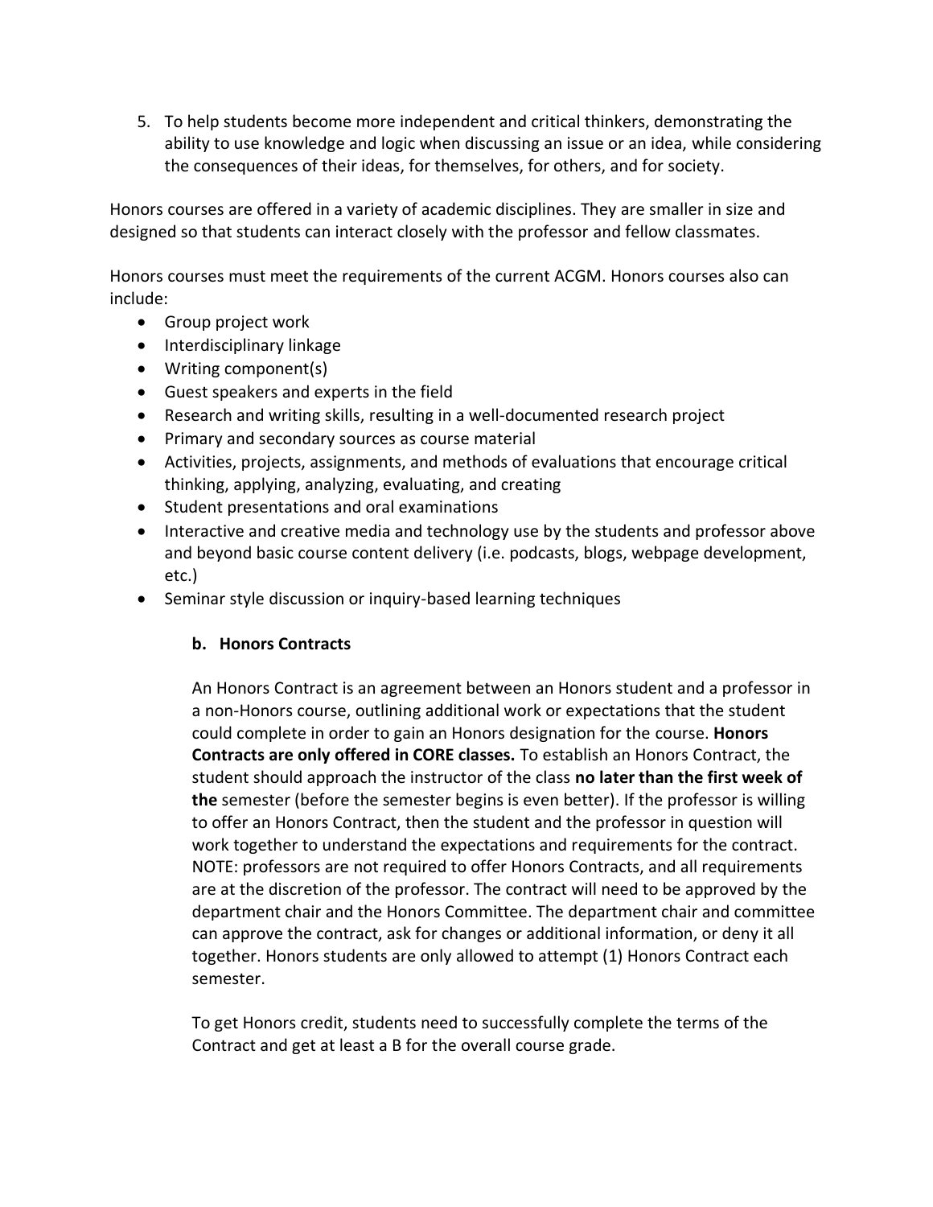5. To help students become more independent and critical thinkers, demonstrating the ability to use knowledge and logic when discussing an issue or an idea, while considering the consequences of their ideas, for themselves, for others, and for society.

Honors courses are offered in a variety of academic disciplines. They are smaller in size and designed so that students can interact closely with the professor and fellow classmates.

Honors courses must meet the requirements of the current ACGM. Honors courses also can include:

- Group project work
- Interdisciplinary linkage
- Writing component(s)
- Guest speakers and experts in the field
- Research and writing skills, resulting in a well-documented research project
- Primary and secondary sources as course material
- Activities, projects, assignments, and methods of evaluations that encourage critical thinking, applying, analyzing, evaluating, and creating
- Student presentations and oral examinations
- Interactive and creative media and technology use by the students and professor above and beyond basic course content delivery (i.e. podcasts, blogs, webpage development, etc.)
- Seminar style discussion or inquiry-based learning techniques

### b. Honors Contracts

An Honors Contract is an agreement between an Honors student and a professor in a non-Honors course, outlining additional work or expectations that the student could complete in order to gain an Honors designation for the course. **Honors Contracts are only offered in CORE classes.** To establish an Honors Contract, the student should approach the instructor of the class **no later than the first week of the** semester (before the semester begins is even better). If the professor is willing to offer an Honors Contract, then the student and the professor in question will work together to understand the expectations and requirements for the contract. NOTE: professors are not required to offer Honors Contracts, and all requirements are at the discretion of the professor. The contract will need to be approved by the department chair and the Honors Committee. The department chair and committee can approve the contract, ask for changes or additional information, or deny it all together. Honors students are only allowed to attempt (1) Honors Contract each semester.

To get Honors credit, students need to successfully complete the terms of the Contract and get at least a B for the overall course grade.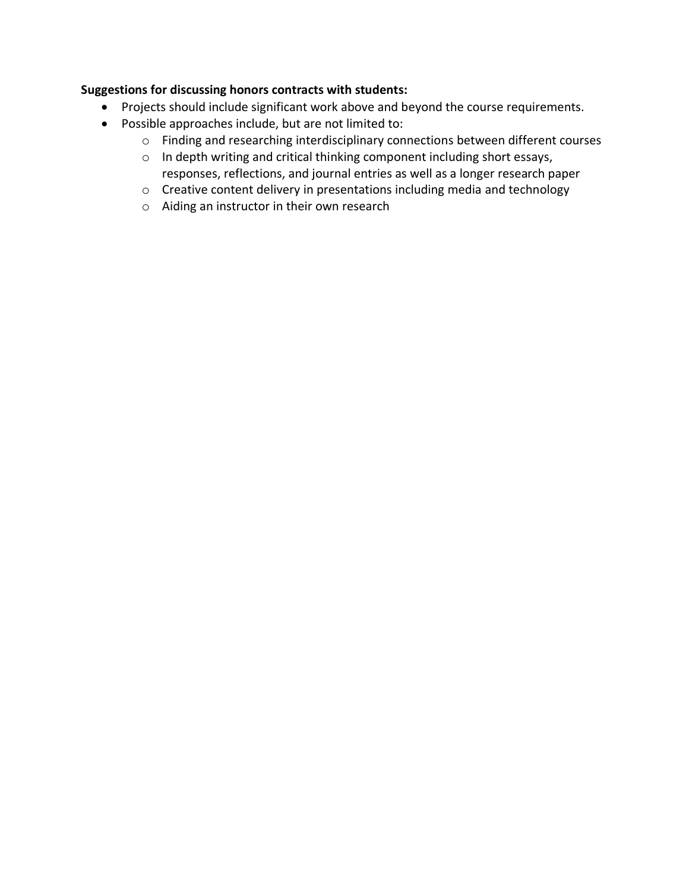**Suggestions for discussing honors contracts with students:**

- Projects should include significant work above and beyond the course requirements.
- Possible approaches include, but are not limited to:
    - Finding and researching interdisciplinary connections between different courses
    - In depth writing and critical thinking component including short essays, responses, reflections, and journal entries as well as a longer research paper
    - Creative content delivery in presentations including media and technology
    - Aiding an instructor in their own research